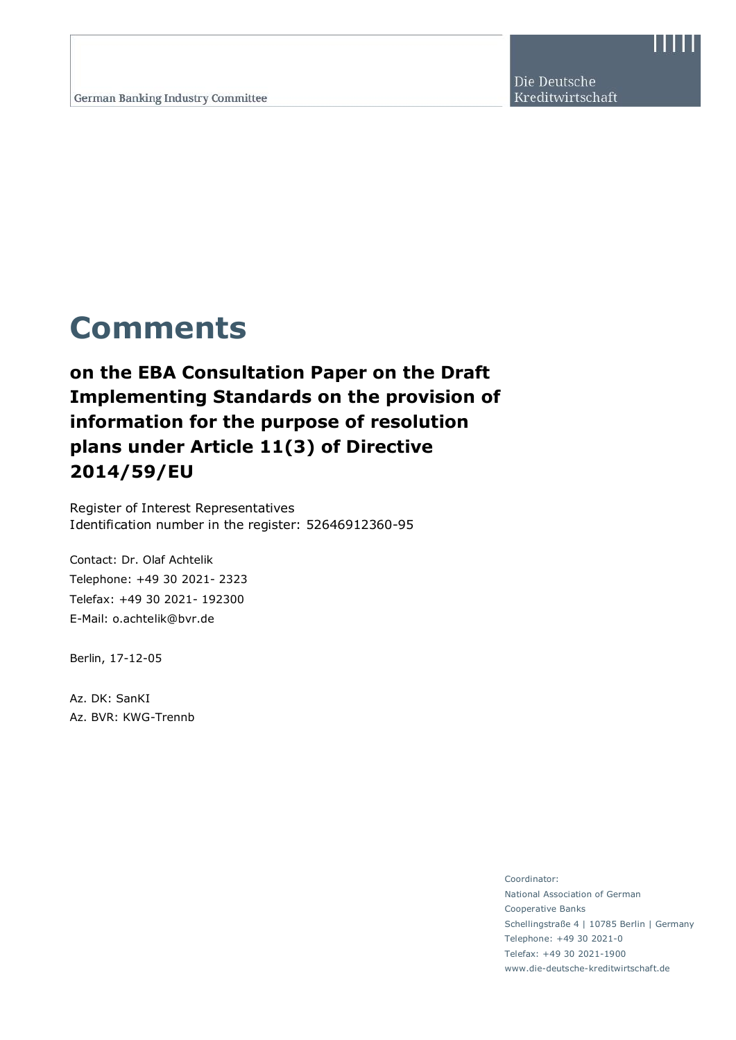German Banking Industry Committee

Die Deutsche Kreditwirtschaft

# Comments

## on the EBA Consultation Paper on the Draft Implementing Standards on the provision of information for the purpose of resolution plans under Article 11(3) of Directive 2014/59/EU

Register of Interest Representatives
Identification number in the register: 52646912360-95

Contact: Dr. Olaf Achtelik
Telephone: +49 30 2021- 2323
Telefax: +49 30 2021- 192300
E-Mail: o.achtelik@bvr.de

Berlin, 17-12-05

Az. DK: SanKI
Az. BVR: KWG-Trennb

Coordinator:
National Association of German Cooperative Banks
Schellingstraße 4 | 10785 Berlin | Germany
Telephone: +49 30 2021-0
Telefax: +49 30 2021-1900
www.die-deutsche-kreditwirtschaft.de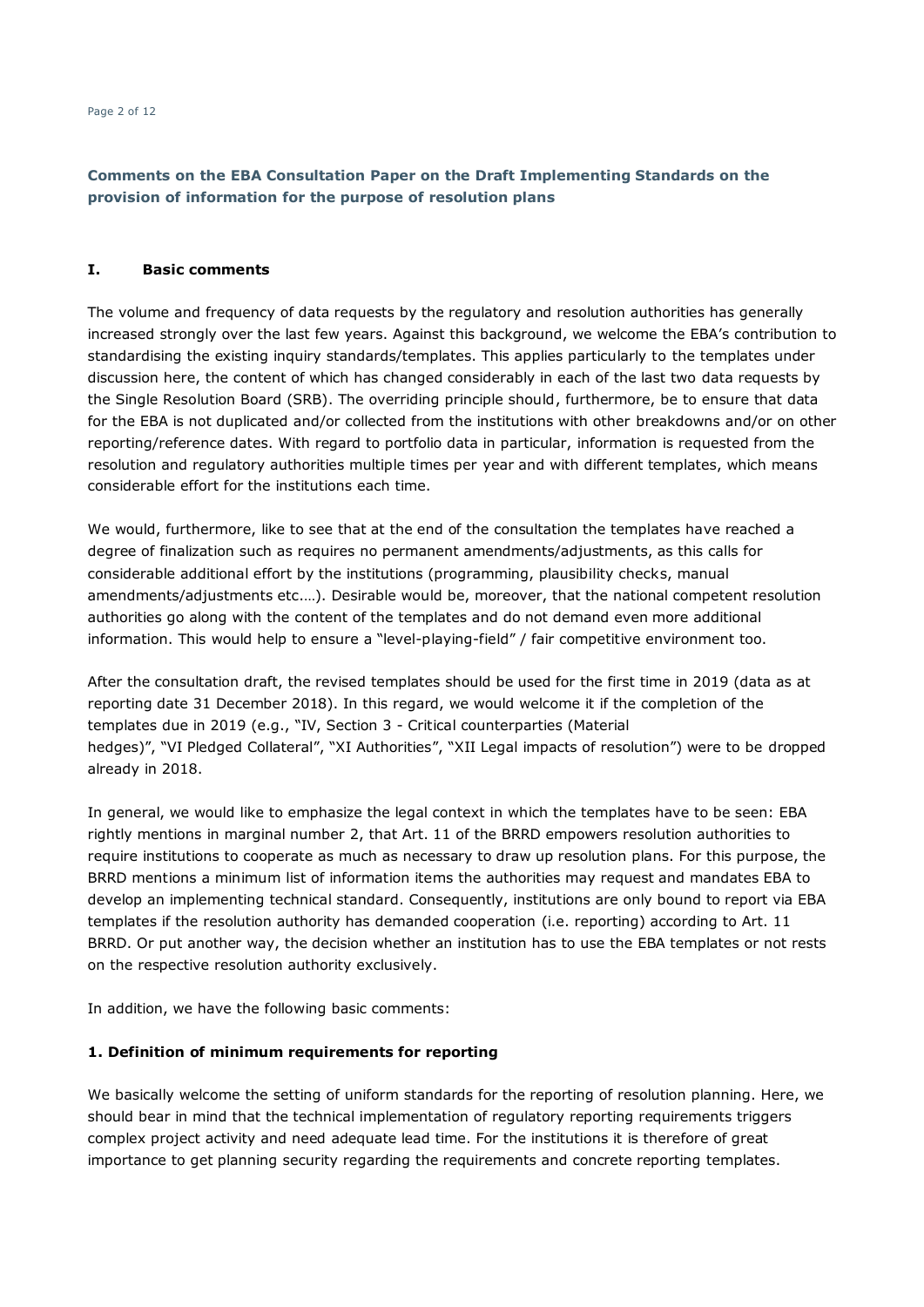## Comments on the EBA Consultation Paper on the Draft Implementing Standards on the provision of information for the purpose of resolution plans

### I. Basic comments

The volume and frequency of data requests by the regulatory and resolution authorities has generally increased strongly over the last few years. Against this background, we welcome the EBA's contribution to standardising the existing inquiry standards/templates. This applies particularly to the templates under discussion here, the content of which has changed considerably in each of the last two data requests by the Single Resolution Board (SRB). The overriding principle should, furthermore, be to ensure that data for the EBA is not duplicated and/or collected from the institutions with other breakdowns and/or on other reporting/reference dates. With regard to portfolio data in particular, information is requested from the resolution and regulatory authorities multiple times per year and with different templates, which means considerable effort for the institutions each time.

We would, furthermore, like to see that at the end of the consultation the templates have reached a degree of finalization such as requires no permanent amendments/adjustments, as this calls for considerable additional effort by the institutions (programming, plausibility checks, manual amendments/adjustments etc.…). Desirable would be, moreover, that the national competent resolution authorities go along with the content of the templates and do not demand even more additional information. This would help to ensure a "level-playing-field" / fair competitive environment too.

After the consultation draft, the revised templates should be used for the first time in 2019 (data as at reporting date 31 December 2018). In this regard, we would welcome it if the completion of the templates due in 2019 (e.g., "IV, Section 3 - Critical counterparties (Material hedges)", "VI Pledged Collateral", "XI Authorities", "XII Legal impacts of resolution") were to be dropped already in 2018.

In general, we would like to emphasize the legal context in which the templates have to be seen: EBA rightly mentions in marginal number 2, that Art. 11 of the BRRD empowers resolution authorities to require institutions to cooperate as much as necessary to draw up resolution plans. For this purpose, the BRRD mentions a minimum list of information items the authorities may request and mandates EBA to develop an implementing technical standard. Consequently, institutions are only bound to report via EBA templates if the resolution authority has demanded cooperation (i.e. reporting) according to Art. 11 BRRD. Or put another way, the decision whether an institution has to use the EBA templates or not rests on the respective resolution authority exclusively.

In addition, we have the following basic comments:

#### 1. Definition of minimum requirements for reporting

We basically welcome the setting of uniform standards for the reporting of resolution planning. Here, we should bear in mind that the technical implementation of regulatory reporting requirements triggers complex project activity and need adequate lead time. For the institutions it is therefore of great importance to get planning security regarding the requirements and concrete reporting templates.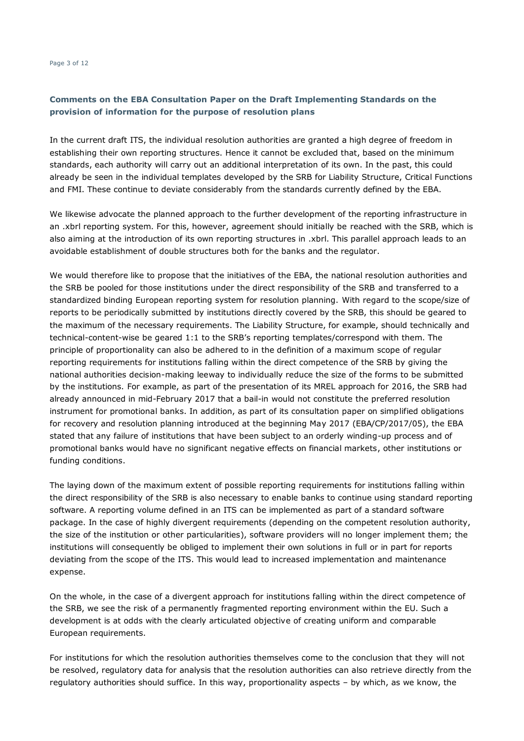## Comments on the EBA Consultation Paper on the Draft Implementing Standards on the provision of information for the purpose of resolution plans

In the current draft ITS, the individual resolution authorities are granted a high degree of freedom in establishing their own reporting structures. Hence it cannot be excluded that, based on the minimum standards, each authority will carry out an additional interpretation of its own. In the past, this could already be seen in the individual templates developed by the SRB for Liability Structure, Critical Functions and FMI. These continue to deviate considerably from the standards currently defined by the EBA.

We likewise advocate the planned approach to the further development of the reporting infrastructure in an .xbrl reporting system. For this, however, agreement should initially be reached with the SRB, which is also aiming at the introduction of its own reporting structures in .xbrl. This parallel approach leads to an avoidable establishment of double structures both for the banks and the regulator.

We would therefore like to propose that the initiatives of the EBA, the national resolution authorities and the SRB be pooled for those institutions under the direct responsibility of the SRB and transferred to a standardized binding European reporting system for resolution planning. With regard to the scope/size of reports to be periodically submitted by institutions directly covered by the SRB, this should be geared to the maximum of the necessary requirements. The Liability Structure, for example, should technically and technical-content-wise be geared 1:1 to the SRB's reporting templates/correspond with them. The principle of proportionality can also be adhered to in the definition of a maximum scope of regular reporting requirements for institutions falling within the direct competence of the SRB by giving the national authorities decision-making leeway to individually reduce the size of the forms to be submitted by the institutions. For example, as part of the presentation of its MREL approach for 2016, the SRB had already announced in mid-February 2017 that a bail-in would not constitute the preferred resolution instrument for promotional banks. In addition, as part of its consultation paper on simplified obligations for recovery and resolution planning introduced at the beginning May 2017 (EBA/CP/2017/05), the EBA stated that any failure of institutions that have been subject to an orderly winding-up process and of promotional banks would have no significant negative effects on financial markets, other institutions or funding conditions.

The laying down of the maximum extent of possible reporting requirements for institutions falling within the direct responsibility of the SRB is also necessary to enable banks to continue using standard reporting software. A reporting volume defined in an ITS can be implemented as part of a standard software package. In the case of highly divergent requirements (depending on the competent resolution authority, the size of the institution or other particularities), software providers will no longer implement them; the institutions will consequently be obliged to implement their own solutions in full or in part for reports deviating from the scope of the ITS. This would lead to increased implementation and maintenance expense.

On the whole, in the case of a divergent approach for institutions falling within the direct competence of the SRB, we see the risk of a permanently fragmented reporting environment within the EU. Such a development is at odds with the clearly articulated objective of creating uniform and comparable European requirements.

For institutions for which the resolution authorities themselves come to the conclusion that they will not be resolved, regulatory data for analysis that the resolution authorities can also retrieve directly from the regulatory authorities should suffice. In this way, proportionality aspects – by which, as we know, the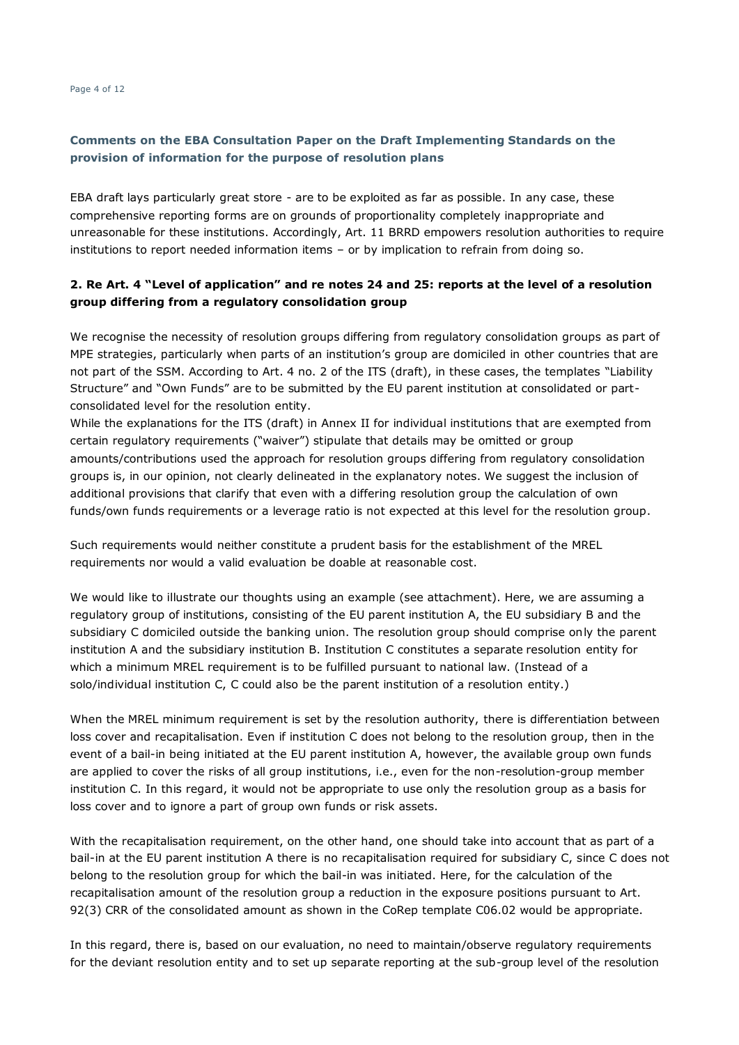## Comments on the EBA Consultation Paper on the Draft Implementing Standards on the provision of information for the purpose of resolution plans

EBA draft lays particularly great store - are to be exploited as far as possible. In any case, these comprehensive reporting forms are on grounds of proportionality completely inappropriate and unreasonable for these institutions. Accordingly, Art. 11 BRRD empowers resolution authorities to require institutions to report needed information items – or by implication to refrain from doing so.

### 2. Re Art. 4 "Level of application" and re notes 24 and 25: reports at the level of a resolution group differing from a regulatory consolidation group

We recognise the necessity of resolution groups differing from regulatory consolidation groups as part of MPE strategies, particularly when parts of an institution's group are domiciled in other countries that are not part of the SSM. According to Art. 4 no. 2 of the ITS (draft), in these cases, the templates "Liability Structure" and "Own Funds" are to be submitted by the EU parent institution at consolidated or part-consolidated level for the resolution entity.

While the explanations for the ITS (draft) in Annex II for individual institutions that are exempted from certain regulatory requirements ("waiver") stipulate that details may be omitted or group amounts/contributions used the approach for resolution groups differing from regulatory consolidation groups is, in our opinion, not clearly delineated in the explanatory notes. We suggest the inclusion of additional provisions that clarify that even with a differing resolution group the calculation of own funds/own funds requirements or a leverage ratio is not expected at this level for the resolution group.

Such requirements would neither constitute a prudent basis for the establishment of the MREL requirements nor would a valid evaluation be doable at reasonable cost.

We would like to illustrate our thoughts using an example (see attachment). Here, we are assuming a regulatory group of institutions, consisting of the EU parent institution A, the EU subsidiary B and the subsidiary C domiciled outside the banking union. The resolution group should comprise only the parent institution A and the subsidiary institution B. Institution C constitutes a separate resolution entity for which a minimum MREL requirement is to be fulfilled pursuant to national law. (Instead of a solo/individual institution C, C could also be the parent institution of a resolution entity.)

When the MREL minimum requirement is set by the resolution authority, there is differentiation between loss cover and recapitalisation. Even if institution C does not belong to the resolution group, then in the event of a bail-in being initiated at the EU parent institution A, however, the available group own funds are applied to cover the risks of all group institutions, i.e., even for the non-resolution-group member institution C. In this regard, it would not be appropriate to use only the resolution group as a basis for loss cover and to ignore a part of group own funds or risk assets.

With the recapitalisation requirement, on the other hand, one should take into account that as part of a bail-in at the EU parent institution A there is no recapitalisation required for subsidiary C, since C does not belong to the resolution group for which the bail-in was initiated. Here, for the calculation of the recapitalisation amount of the resolution group a reduction in the exposure positions pursuant to Art. 92(3) CRR of the consolidated amount as shown in the CoRep template C06.02 would be appropriate.

In this regard, there is, based on our evaluation, no need to maintain/observe regulatory requirements for the deviant resolution entity and to set up separate reporting at the sub-group level of the resolution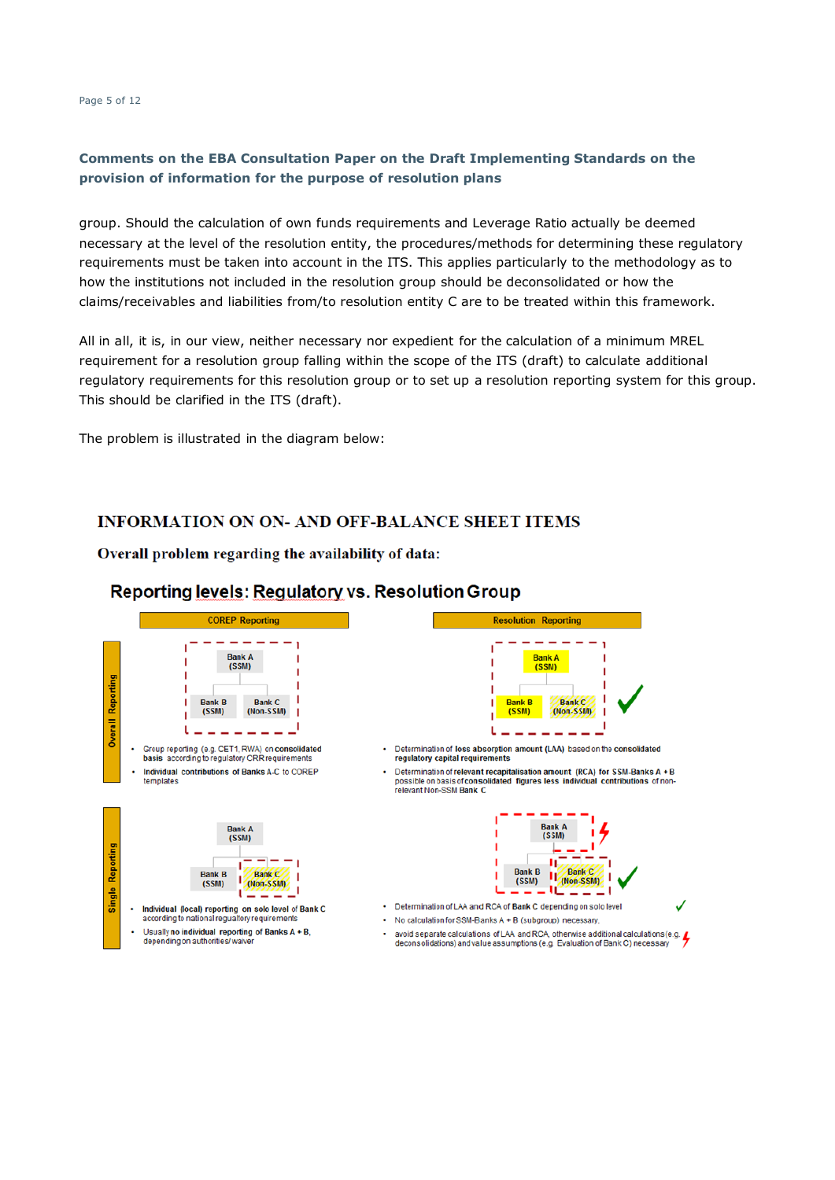**Comments on the EBA Consultation Paper on the Draft Implementing Standards on the provision of information for the purpose of resolution plans**

group. Should the calculation of own funds requirements and Leverage Ratio actually be deemed necessary at the level of the resolution entity, the procedures/methods for determining these regulatory requirements must be taken into account in the ITS. This applies particularly to the methodology as to how the institutions not included in the resolution group should be deconsolidated or how the claims/receivables and liabilities from/to resolution entity C are to be treated within this framework.

All in all, it is, in our view, neither necessary nor expedient for the calculation of a minimum MREL requirement for a resolution group falling within the scope of the ITS (draft) to calculate additional regulatory requirements for this resolution group or to set up a resolution reporting system for this group. This should be clarified in the ITS (draft).

The problem is illustrated in the diagram below:

## INFORMATION ON ON- AND OFF-BALANCE SHEET ITEMS

**Overall problem regarding the availability of data:**

### Reporting levels: Regulatory vs. Resolution Group

| | COREP Reporting | Resolution Reporting |
|---|---|---|
| Overall Reporting | Bank A (SSM); Bank B (SSM); Bank C (Non-SSM)<br>• Group reporting (e.g. CET1, RWA) on consolidated basis according to regulatory CRR requirements<br>• Individual contributions of Banks A-C to COREP templates | Bank A (SSM); Bank B (SSM); Bank C (Non-SSM) ✓<br>• Determination of loss absorption amount (LAA) based on the consolidated regulatory capital requirements<br>• Determination of relevant recapitalisation amount (RCA) for SSM-Banks A + B possible on basis of consolidated figures less individual contributions of non-relevant Non-SSM Bank C |
| Single Reporting | Bank A (SSM); Bank B (SSM); Bank C (Non-SSM)<br>• Individual (local) reporting on solo level of Bank C according to national regulatory requirements<br>• Usually no individual reporting of Banks A + B, depending on authorities/ waiver | Bank A (SSM); Bank B (SSM); Bank C (Non-SSM) ✓<br>• Determination of LAA and RCA of Bank C depending on solo level ✓<br>• No calculation for SSM-Banks A + B (subgroup) necessary.<br>• avoid separate calculations of LAA and RCA, otherwise additional calculations (e.g. deconsolidations) and value assumptions (e.g. Evaluation of Bank C) necessary |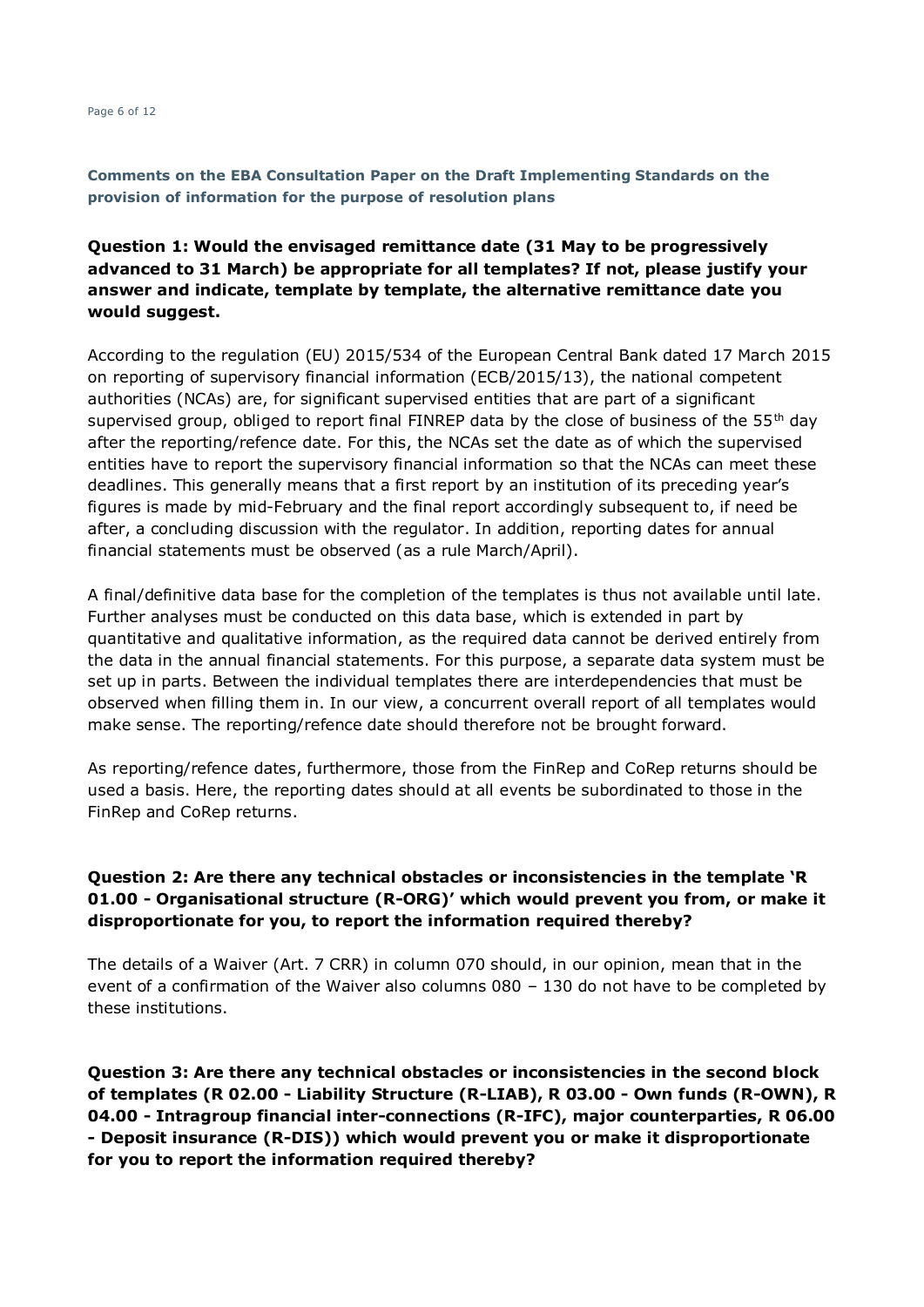**Comments on the EBA Consultation Paper on the Draft Implementing Standards on the provision of information for the purpose of resolution plans**

### Question 1: Would the envisaged remittance date (31 May to be progressively advanced to 31 March) be appropriate for all templates? If not, please justify your answer and indicate, template by template, the alternative remittance date you would suggest.

According to the regulation (EU) 2015/534 of the European Central Bank dated 17 March 2015 on reporting of supervisory financial information (ECB/2015/13), the national competent authorities (NCAs) are, for significant supervised entities that are part of a significant supervised group, obliged to report final FINREP data by the close of business of the 55th day after the reporting/refence date. For this, the NCAs set the date as of which the supervised entities have to report the supervisory financial information so that the NCAs can meet these deadlines. This generally means that a first report by an institution of its preceding year's figures is made by mid-February and the final report accordingly subsequent to, if need be after, a concluding discussion with the regulator. In addition, reporting dates for annual financial statements must be observed (as a rule March/April).

A final/definitive data base for the completion of the templates is thus not available until late. Further analyses must be conducted on this data base, which is extended in part by quantitative and qualitative information, as the required data cannot be derived entirely from the data in the annual financial statements. For this purpose, a separate data system must be set up in parts. Between the individual templates there are interdependencies that must be observed when filling them in. In our view, a concurrent overall report of all templates would make sense. The reporting/refence date should therefore not be brought forward.

As reporting/refence dates, furthermore, those from the FinRep and CoRep returns should be used a basis. Here, the reporting dates should at all events be subordinated to those in the FinRep and CoRep returns.

### Question 2: Are there any technical obstacles or inconsistencies in the template 'R 01.00 - Organisational structure (R-ORG)' which would prevent you from, or make it disproportionate for you, to report the information required thereby?

The details of a Waiver (Art. 7 CRR) in column 070 should, in our opinion, mean that in the event of a confirmation of the Waiver also columns 080 – 130 do not have to be completed by these institutions.

### Question 3: Are there any technical obstacles or inconsistencies in the second block of templates (R 02.00 - Liability Structure (R-LIAB), R 03.00 - Own funds (R-OWN), R 04.00 - Intragroup financial inter-connections (R-IFC), major counterparties, R 06.00 - Deposit insurance (R-DIS)) which would prevent you or make it disproportionate for you to report the information required thereby?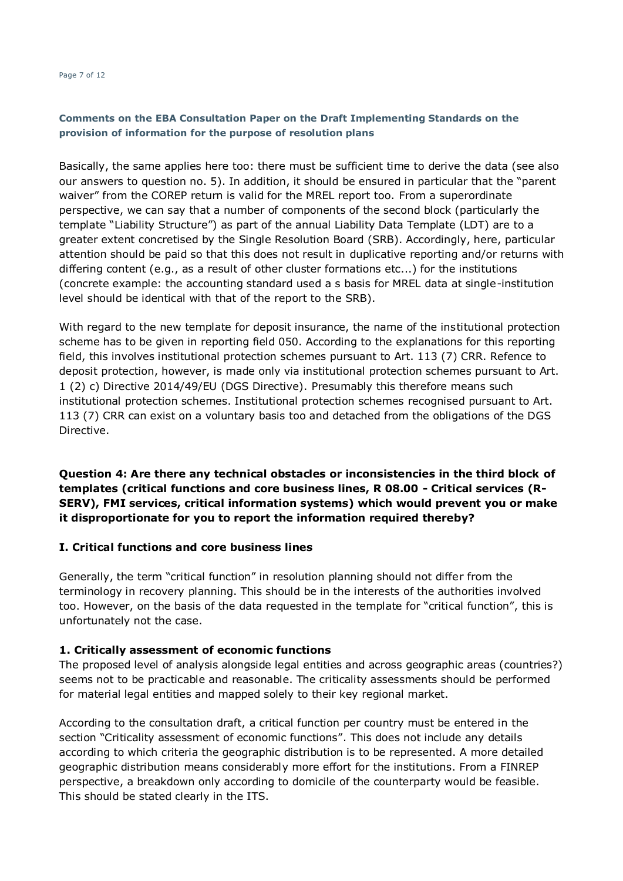**Comments on the EBA Consultation Paper on the Draft Implementing Standards on the provision of information for the purpose of resolution plans**

Basically, the same applies here too: there must be sufficient time to derive the data (see also our answers to question no. 5). In addition, it should be ensured in particular that the "parent waiver" from the COREP return is valid for the MREL report too. From a superordinate perspective, we can say that a number of components of the second block (particularly the template "Liability Structure") as part of the annual Liability Data Template (LDT) are to a greater extent concretised by the Single Resolution Board (SRB). Accordingly, here, particular attention should be paid so that this does not result in duplicative reporting and/or returns with differing content (e.g., as a result of other cluster formations etc...) for the institutions (concrete example: the accounting standard used a s basis for MREL data at single-institution level should be identical with that of the report to the SRB).

With regard to the new template for deposit insurance, the name of the institutional protection scheme has to be given in reporting field 050. According to the explanations for this reporting field, this involves institutional protection schemes pursuant to Art. 113 (7) CRR. Refence to deposit protection, however, is made only via institutional protection schemes pursuant to Art. 1 (2) c) Directive 2014/49/EU (DGS Directive). Presumably this therefore means such institutional protection schemes. Institutional protection schemes recognised pursuant to Art. 113 (7) CRR can exist on a voluntary basis too and detached from the obligations of the DGS Directive.

**Question 4: Are there any technical obstacles or inconsistencies in the third block of templates (critical functions and core business lines, R 08.00 - Critical services (R-SERV), FMI services, critical information systems) which would prevent you or make it disproportionate for you to report the information required thereby?**

**I. Critical functions and core business lines**

Generally, the term "critical function" in resolution planning should not differ from the terminology in recovery planning. This should be in the interests of the authorities involved too. However, on the basis of the data requested in the template for "critical function", this is unfortunately not the case.

**1. Critically assessment of economic functions**

The proposed level of analysis alongside legal entities and across geographic areas (countries?) seems not to be practicable and reasonable. The criticality assessments should be performed for material legal entities and mapped solely to their key regional market.

According to the consultation draft, a critical function per country must be entered in the section "Criticality assessment of economic functions". This does not include any details according to which criteria the geographic distribution is to be represented. A more detailed geographic distribution means considerably more effort for the institutions. From a FINREP perspective, a breakdown only according to domicile of the counterparty would be feasible. This should be stated clearly in the ITS.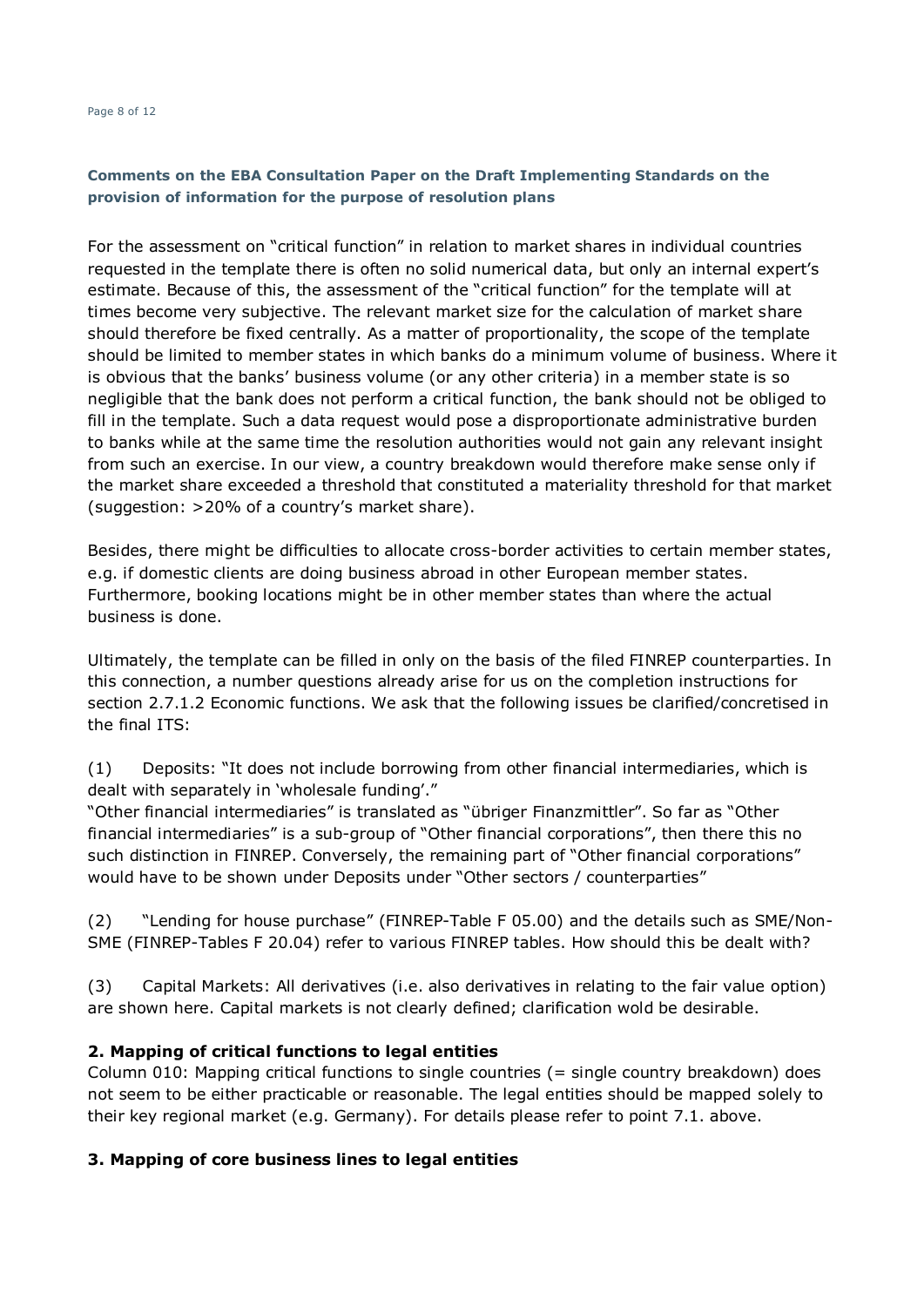**Comments on the EBA Consultation Paper on the Draft Implementing Standards on the provision of information for the purpose of resolution plans**

For the assessment on "critical function" in relation to market shares in individual countries requested in the template there is often no solid numerical data, but only an internal expert's estimate. Because of this, the assessment of the "critical function" for the template will at times become very subjective. The relevant market size for the calculation of market share should therefore be fixed centrally. As a matter of proportionality, the scope of the template should be limited to member states in which banks do a minimum volume of business. Where it is obvious that the banks' business volume (or any other criteria) in a member state is so negligible that the bank does not perform a critical function, the bank should not be obliged to fill in the template. Such a data request would pose a disproportionate administrative burden to banks while at the same time the resolution authorities would not gain any relevant insight from such an exercise. In our view, a country breakdown would therefore make sense only if the market share exceeded a threshold that constituted a materiality threshold for that market (suggestion: >20% of a country's market share).

Besides, there might be difficulties to allocate cross-border activities to certain member states, e.g. if domestic clients are doing business abroad in other European member states. Furthermore, booking locations might be in other member states than where the actual business is done.

Ultimately, the template can be filled in only on the basis of the filed FINREP counterparties. In this connection, a number questions already arise for us on the completion instructions for section 2.7.1.2 Economic functions. We ask that the following issues be clarified/concretised in the final ITS:

(1) Deposits: "It does not include borrowing from other financial intermediaries, which is dealt with separately in 'wholesale funding'."
"Other financial intermediaries" is translated as "übriger Finanzmittler". So far as "Other financial intermediaries" is a sub-group of "Other financial corporations", then there this no such distinction in FINREP. Conversely, the remaining part of "Other financial corporations" would have to be shown under Deposits under "Other sectors / counterparties"

(2) "Lending for house purchase" (FINREP-Table F 05.00) and the details such as SME/Non-SME (FINREP-Tables F 20.04) refer to various FINREP tables. How should this be dealt with?

(3) Capital Markets: All derivatives (i.e. also derivatives in relating to the fair value option) are shown here. Capital markets is not clearly defined; clarification wold be desirable.

**2. Mapping of critical functions to legal entities**

Column 010: Mapping critical functions to single countries (= single country breakdown) does not seem to be either practicable or reasonable. The legal entities should be mapped solely to their key regional market (e.g. Germany). For details please refer to point 7.1. above.

**3. Mapping of core business lines to legal entities**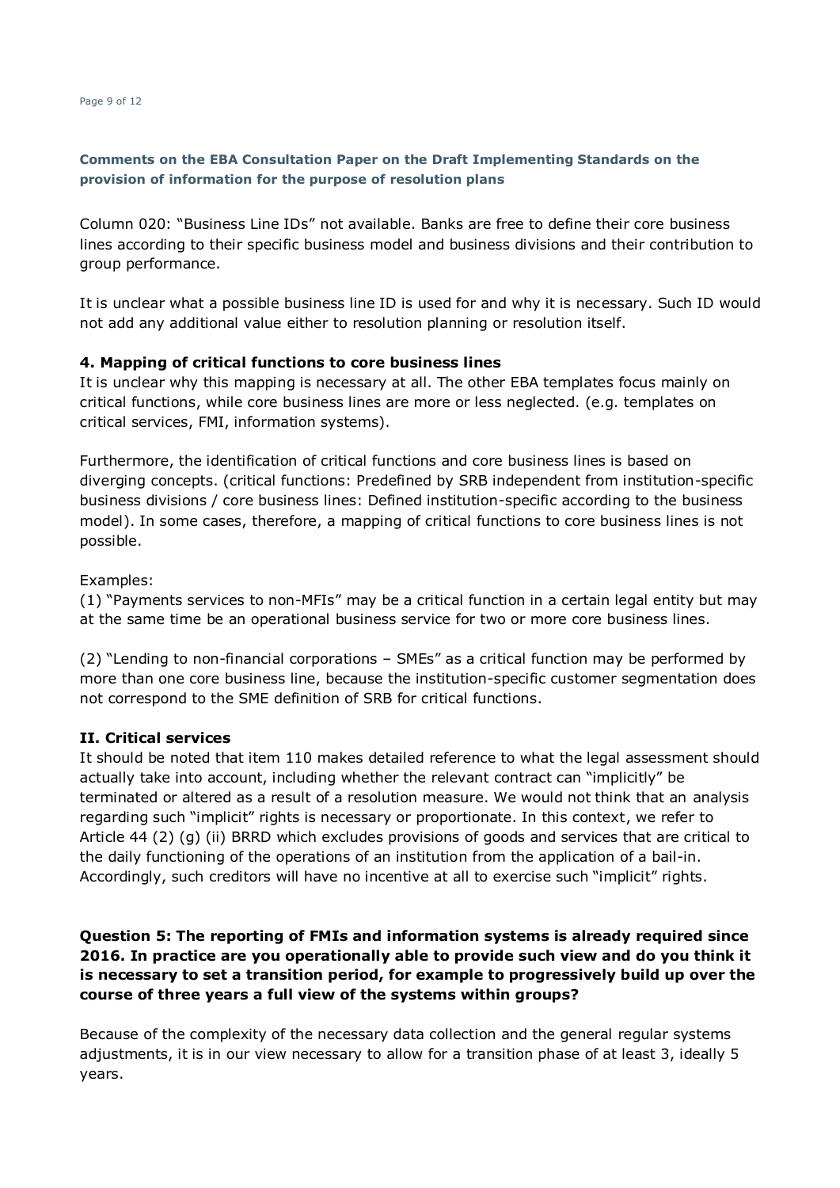**Comments on the EBA Consultation Paper on the Draft Implementing Standards on the provision of information for the purpose of resolution plans**

Column 020: "Business Line IDs" not available. Banks are free to define their core business lines according to their specific business model and business divisions and their contribution to group performance.

It is unclear what a possible business line ID is used for and why it is necessary. Such ID would not add any additional value either to resolution planning or resolution itself.

**4. Mapping of critical functions to core business lines**

It is unclear why this mapping is necessary at all. The other EBA templates focus mainly on critical functions, while core business lines are more or less neglected. (e.g. templates on critical services, FMI, information systems).

Furthermore, the identification of critical functions and core business lines is based on diverging concepts. (critical functions: Predefined by SRB independent from institution-specific business divisions / core business lines: Defined institution-specific according to the business model). In some cases, therefore, a mapping of critical functions to core business lines is not possible.

Examples:

(1) "Payments services to non-MFIs" may be a critical function in a certain legal entity but may at the same time be an operational business service for two or more core business lines.

(2) "Lending to non-financial corporations – SMEs" as a critical function may be performed by more than one core business line, because the institution-specific customer segmentation does not correspond to the SME definition of SRB for critical functions.

**II. Critical services**

It should be noted that item 110 makes detailed reference to what the legal assessment should actually take into account, including whether the relevant contract can "implicitly" be terminated or altered as a result of a resolution measure. We would not think that an analysis regarding such "implicit" rights is necessary or proportionate. In this context, we refer to Article 44 (2) (g) (ii) BRRD which excludes provisions of goods and services that are critical to the daily functioning of the operations of an institution from the application of a bail-in. Accordingly, such creditors will have no incentive at all to exercise such "implicit" rights.

**Question 5: The reporting of FMIs and information systems is already required since 2016. In practice are you operationally able to provide such view and do you think it is necessary to set a transition period, for example to progressively build up over the course of three years a full view of the systems within groups?**

Because of the complexity of the necessary data collection and the general regular systems adjustments, it is in our view necessary to allow for a transition phase of at least 3, ideally 5 years.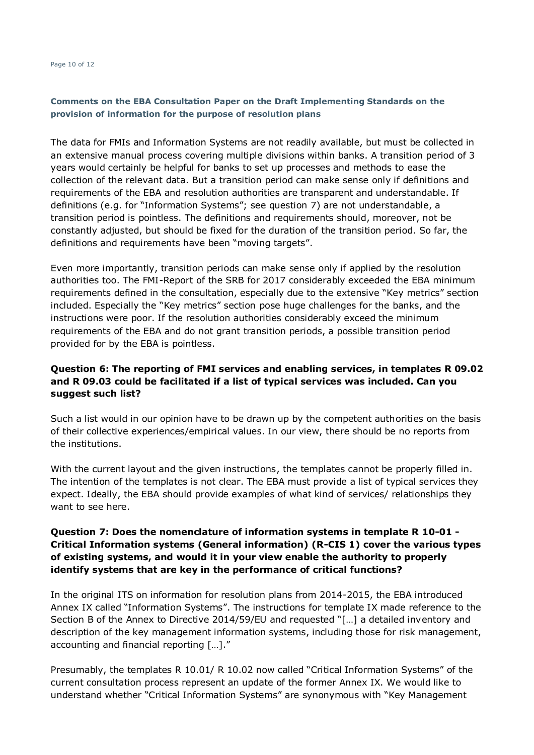**Comments on the EBA Consultation Paper on the Draft Implementing Standards on the provision of information for the purpose of resolution plans**

The data for FMIs and Information Systems are not readily available, but must be collected in an extensive manual process covering multiple divisions within banks. A transition period of 3 years would certainly be helpful for banks to set up processes and methods to ease the collection of the relevant data. But a transition period can make sense only if definitions and requirements of the EBA and resolution authorities are transparent and understandable. If definitions (e.g. for "Information Systems"; see question 7) are not understandable, a transition period is pointless. The definitions and requirements should, moreover, not be constantly adjusted, but should be fixed for the duration of the transition period. So far, the definitions and requirements have been "moving targets".

Even more importantly, transition periods can make sense only if applied by the resolution authorities too. The FMI-Report of the SRB for 2017 considerably exceeded the EBA minimum requirements defined in the consultation, especially due to the extensive "Key metrics" section included. Especially the "Key metrics" section pose huge challenges for the banks, and the instructions were poor. If the resolution authorities considerably exceed the minimum requirements of the EBA and do not grant transition periods, a possible transition period provided for by the EBA is pointless.

**Question 6: The reporting of FMI services and enabling services, in templates R 09.02 and R 09.03 could be facilitated if a list of typical services was included. Can you suggest such list?**

Such a list would in our opinion have to be drawn up by the competent authorities on the basis of their collective experiences/empirical values. In our view, there should be no reports from the institutions.

With the current layout and the given instructions, the templates cannot be properly filled in. The intention of the templates is not clear. The EBA must provide a list of typical services they expect. Ideally, the EBA should provide examples of what kind of services/ relationships they want to see here.

**Question 7: Does the nomenclature of information systems in template R 10-01 - Critical Information systems (General information) (R-CIS 1) cover the various types of existing systems, and would it in your view enable the authority to properly identify systems that are key in the performance of critical functions?**

In the original ITS on information for resolution plans from 2014-2015, the EBA introduced Annex IX called "Information Systems". The instructions for template IX made reference to the Section B of the Annex to Directive 2014/59/EU and requested "[…] a detailed inventory and description of the key management information systems, including those for risk management, accounting and financial reporting […]."

Presumably, the templates R 10.01/ R 10.02 now called "Critical Information Systems" of the current consultation process represent an update of the former Annex IX. We would like to understand whether "Critical Information Systems" are synonymous with "Key Management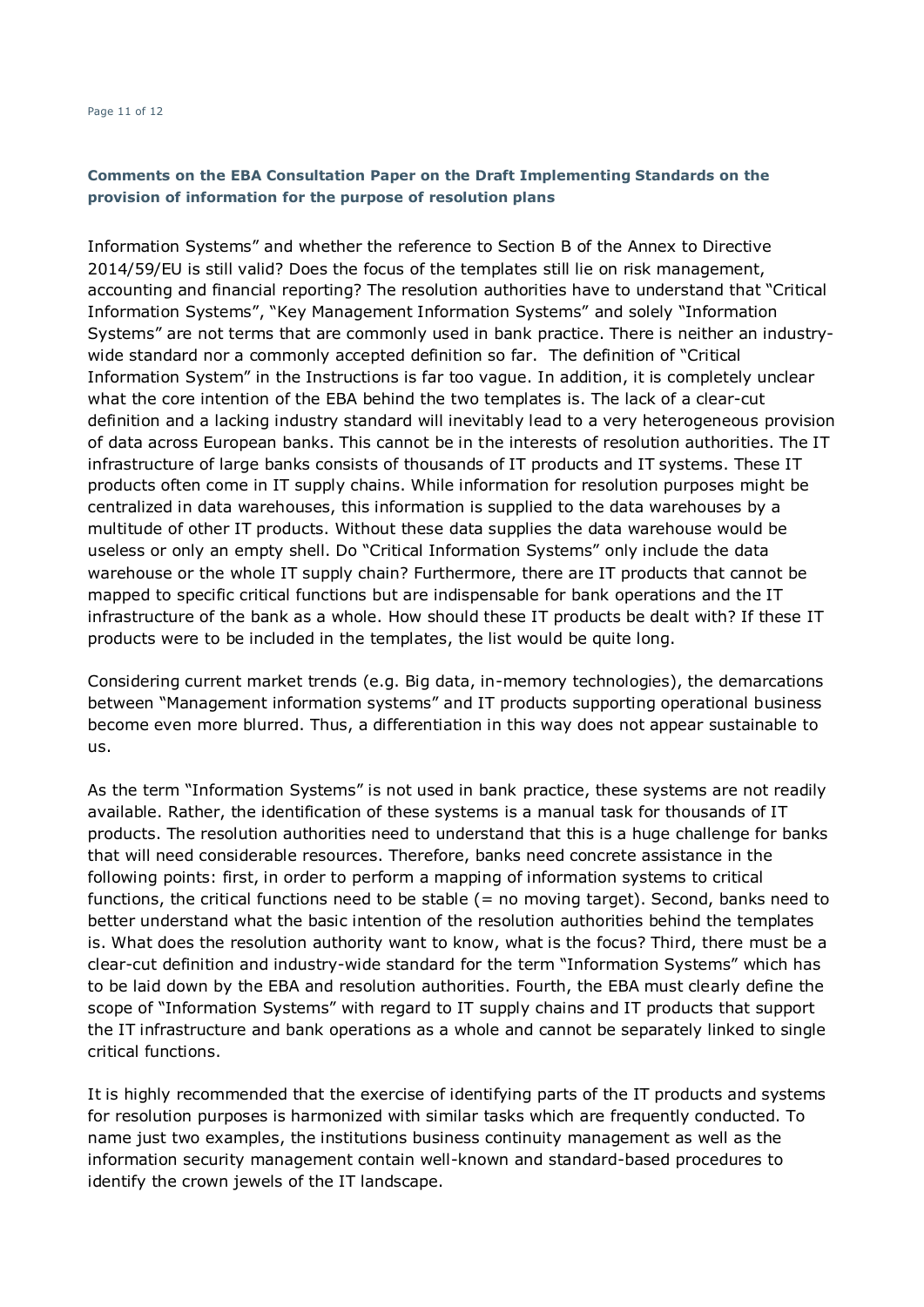**Comments on the EBA Consultation Paper on the Draft Implementing Standards on the provision of information for the purpose of resolution plans**

Information Systems" and whether the reference to Section B of the Annex to Directive 2014/59/EU is still valid? Does the focus of the templates still lie on risk management, accounting and financial reporting? The resolution authorities have to understand that "Critical Information Systems", "Key Management Information Systems" and solely "Information Systems" are not terms that are commonly used in bank practice. There is neither an industry-wide standard nor a commonly accepted definition so far. The definition of "Critical Information System" in the Instructions is far too vague. In addition, it is completely unclear what the core intention of the EBA behind the two templates is. The lack of a clear-cut definition and a lacking industry standard will inevitably lead to a very heterogeneous provision of data across European banks. This cannot be in the interests of resolution authorities. The IT infrastructure of large banks consists of thousands of IT products and IT systems. These IT products often come in IT supply chains. While information for resolution purposes might be centralized in data warehouses, this information is supplied to the data warehouses by a multitude of other IT products. Without these data supplies the data warehouse would be useless or only an empty shell. Do "Critical Information Systems" only include the data warehouse or the whole IT supply chain? Furthermore, there are IT products that cannot be mapped to specific critical functions but are indispensable for bank operations and the IT infrastructure of the bank as a whole. How should these IT products be dealt with? If these IT products were to be included in the templates, the list would be quite long.

Considering current market trends (e.g. Big data, in-memory technologies), the demarcations between "Management information systems" and IT products supporting operational business become even more blurred. Thus, a differentiation in this way does not appear sustainable to us.

As the term "Information Systems" is not used in bank practice, these systems are not readily available. Rather, the identification of these systems is a manual task for thousands of IT products. The resolution authorities need to understand that this is a huge challenge for banks that will need considerable resources. Therefore, banks need concrete assistance in the following points: first, in order to perform a mapping of information systems to critical functions, the critical functions need to be stable (= no moving target). Second, banks need to better understand what the basic intention of the resolution authorities behind the templates is. What does the resolution authority want to know, what is the focus? Third, there must be a clear-cut definition and industry-wide standard for the term "Information Systems" which has to be laid down by the EBA and resolution authorities. Fourth, the EBA must clearly define the scope of "Information Systems" with regard to IT supply chains and IT products that support the IT infrastructure and bank operations as a whole and cannot be separately linked to single critical functions.

It is highly recommended that the exercise of identifying parts of the IT products and systems for resolution purposes is harmonized with similar tasks which are frequently conducted. To name just two examples, the institutions business continuity management as well as the information security management contain well-known and standard-based procedures to identify the crown jewels of the IT landscape.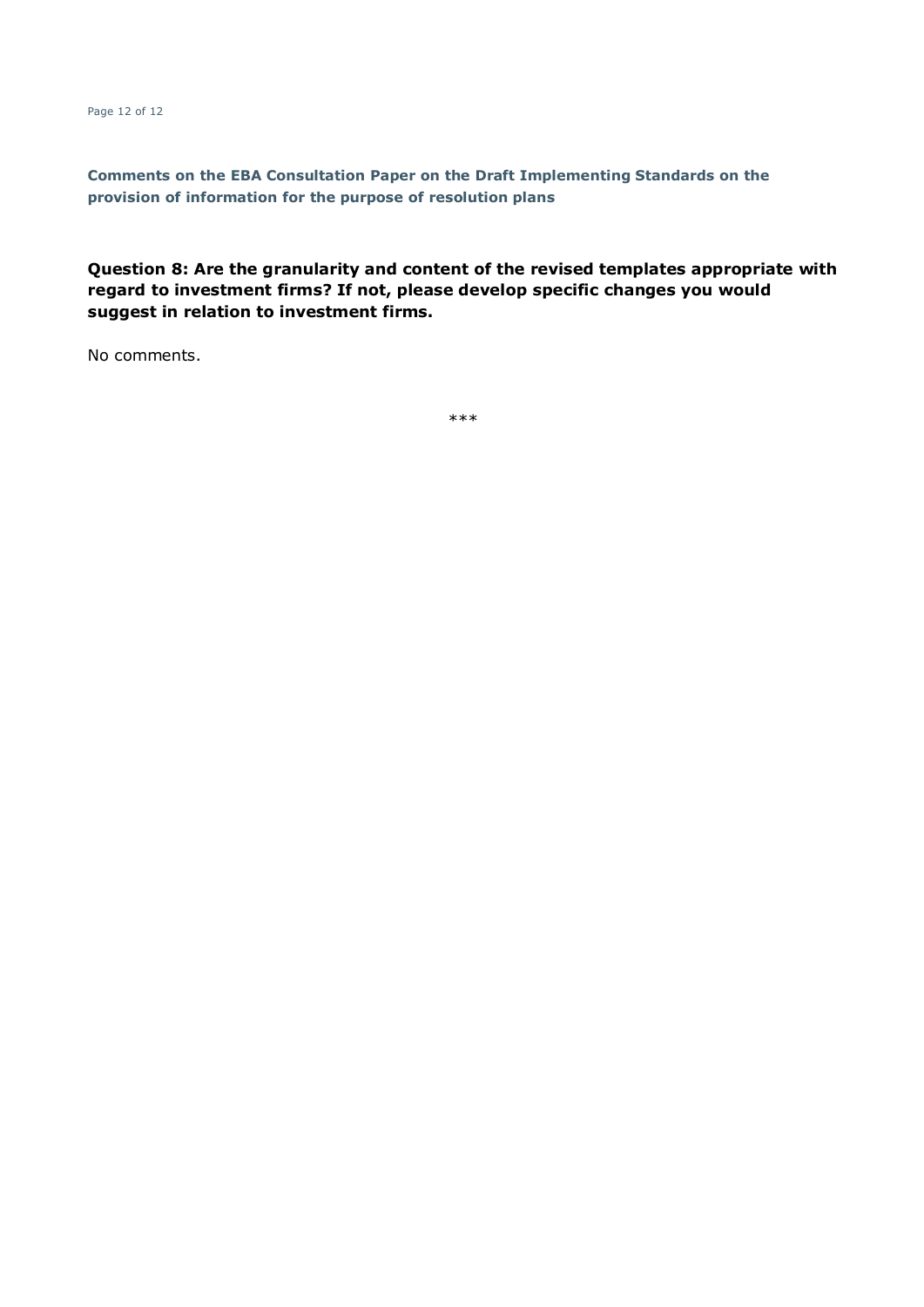**Comments on the EBA Consultation Paper on the Draft Implementing Standards on the provision of information for the purpose of resolution plans**

**Question 8: Are the granularity and content of the revised templates appropriate with regard to investment firms? If not, please develop specific changes you would suggest in relation to investment firms.**

No comments.

***